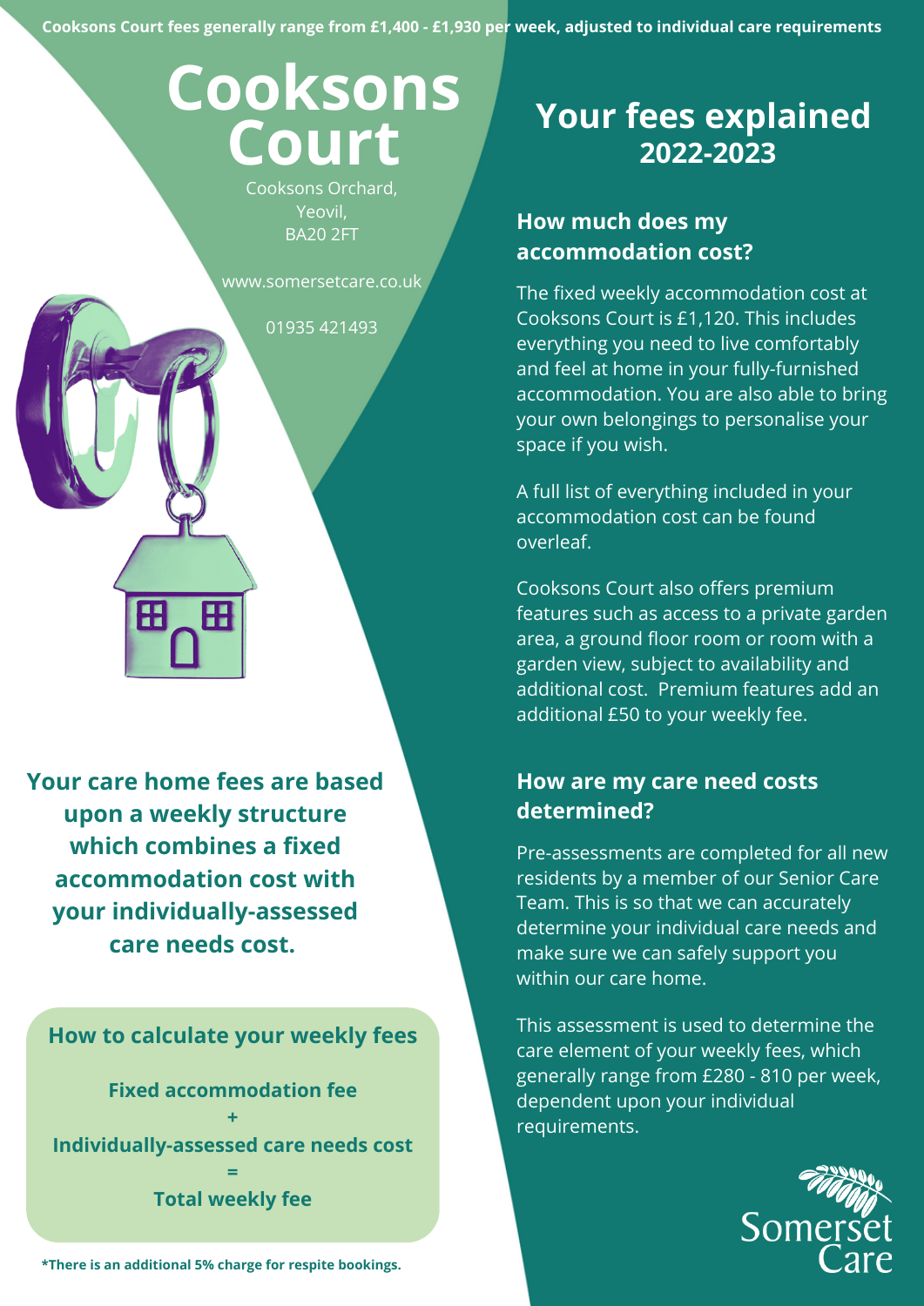**Cooksons Court fees generally range from £1,400 - £1,930 per week, adjusted to individual care requirements**

# Cooksons Court

Cooksons Orchard,
Yeovil,
BA20 2FT

www.somersetcare.co.uk

01935 421493

**Your care home fees are based upon a weekly structure which combines a fixed accommodation cost with your individually-assessed care needs cost.**

### How to calculate your weekly fees

**Fixed accommodation fee**
**+**
**Individually-assessed care needs cost**
**=**
**Total weekly fee**

**\*There is an additional 5% charge for respite bookings.**

## Your fees explained 2022-2023

### How much does my accommodation cost?

The fixed weekly accommodation cost at Cooksons Court is £1,120. This includes everything you need to live comfortably and feel at home in your fully-furnished accommodation. You are also able to bring your own belongings to personalise your space if you wish.

A full list of everything included in your accommodation cost can be found overleaf.

Cooksons Court also offers premium features such as access to a private garden area, a ground floor room or room with a garden view, subject to availability and additional cost. Premium features add an additional £50 to your weekly fee.

### How are my care need costs determined?

Pre-assessments are completed for all new residents by a member of our Senior Care Team. This is so that we can accurately determine your individual care needs and make sure we can safely support you within our care home.

This assessment is used to determine the care element of your weekly fees, which generally range from £280 - 810 per week, dependent upon your individual requirements.

Somerset Care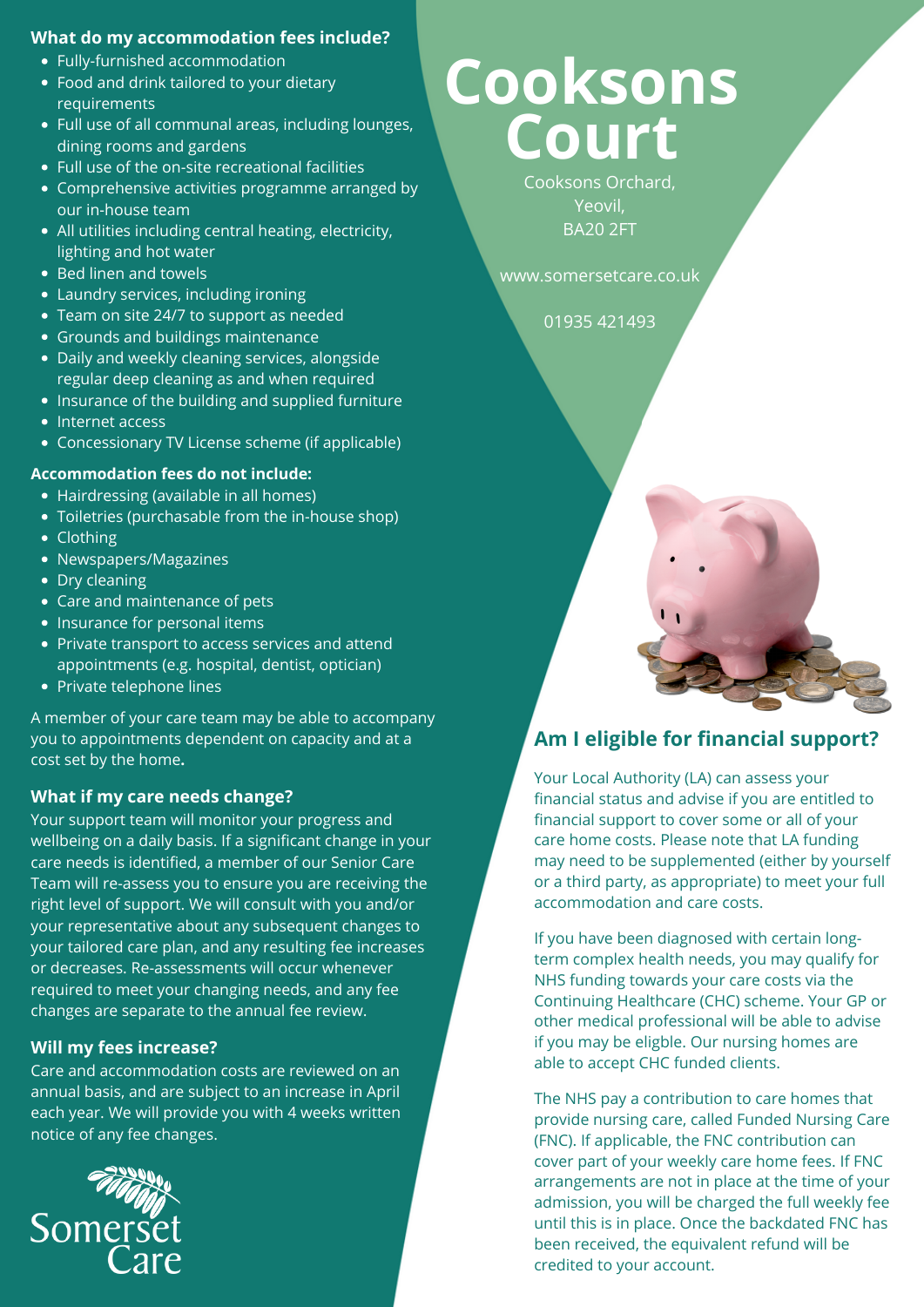# Cooksons Court

Cooksons Orchard,
Yeovil,
BA20 2FT

www.somersetcare.co.uk

01935 421493

### What do my accommodation fees include?

- Fully-furnished accommodation
- Food and drink tailored to your dietary requirements
- Full use of all communal areas, including lounges, dining rooms and gardens
- Full use of the on-site recreational facilities
- Comprehensive activities programme arranged by our in-house team
- All utilities including central heating, electricity, lighting and hot water
- Bed linen and towels
- Laundry services, including ironing
- Team on site 24/7 to support as needed
- Grounds and buildings maintenance
- Daily and weekly cleaning services, alongside regular deep cleaning as and when required
- Insurance of the building and supplied furniture
- Internet access
- Concessionary TV License scheme (if applicable)

### Accommodation fees do not include:

- Hairdressing (available in all homes)
- Toiletries (purchasable from the in-house shop)
- Clothing
- Newspapers/Magazines
- Dry cleaning
- Care and maintenance of pets
- Insurance for personal items
- Private transport to access services and attend appointments (e.g. hospital, dentist, optician)
- Private telephone lines

A member of your care team may be able to accompany you to appointments dependent on capacity and at a cost set by the home**.**

### What if my care needs change?

Your support team will monitor your progress and wellbeing on a daily basis. If a significant change in your care needs is identified, a member of our Senior Care Team will re-assess you to ensure you are receiving the right level of support. We will consult with you and/or your representative about any subsequent changes to your tailored care plan, and any resulting fee increases or decreases. Re-assessments will occur whenever required to meet your changing needs, and any fee changes are separate to the annual fee review.

### Will my fees increase?

Care and accommodation costs are reviewed on an annual basis, and are subject to an increase in April each year. We will provide you with 4 weeks written notice of any fee changes.

Somerset Care

## Am I eligible for financial support?

Your Local Authority (LA) can assess your financial status and advise if you are entitled to financial support to cover some or all of your care home costs. Please note that LA funding may need to be supplemented (either by yourself or a third party, as appropriate) to meet your full accommodation and care costs.

If you have been diagnosed with certain long-term complex health needs, you may qualify for NHS funding towards your care costs via the Continuing Healthcare (CHC) scheme. Your GP or other medical professional will be able to advise if you may be eligble. Our nursing homes are able to accept CHC funded clients.

The NHS pay a contribution to care homes that provide nursing care, called Funded Nursing Care (FNC). If applicable, the FNC contribution can cover part of your weekly care home fees. If FNC arrangements are not in place at the time of your admission, you will be charged the full weekly fee until this is in place. Once the backdated FNC has been received, the equivalent refund will be credited to your account.